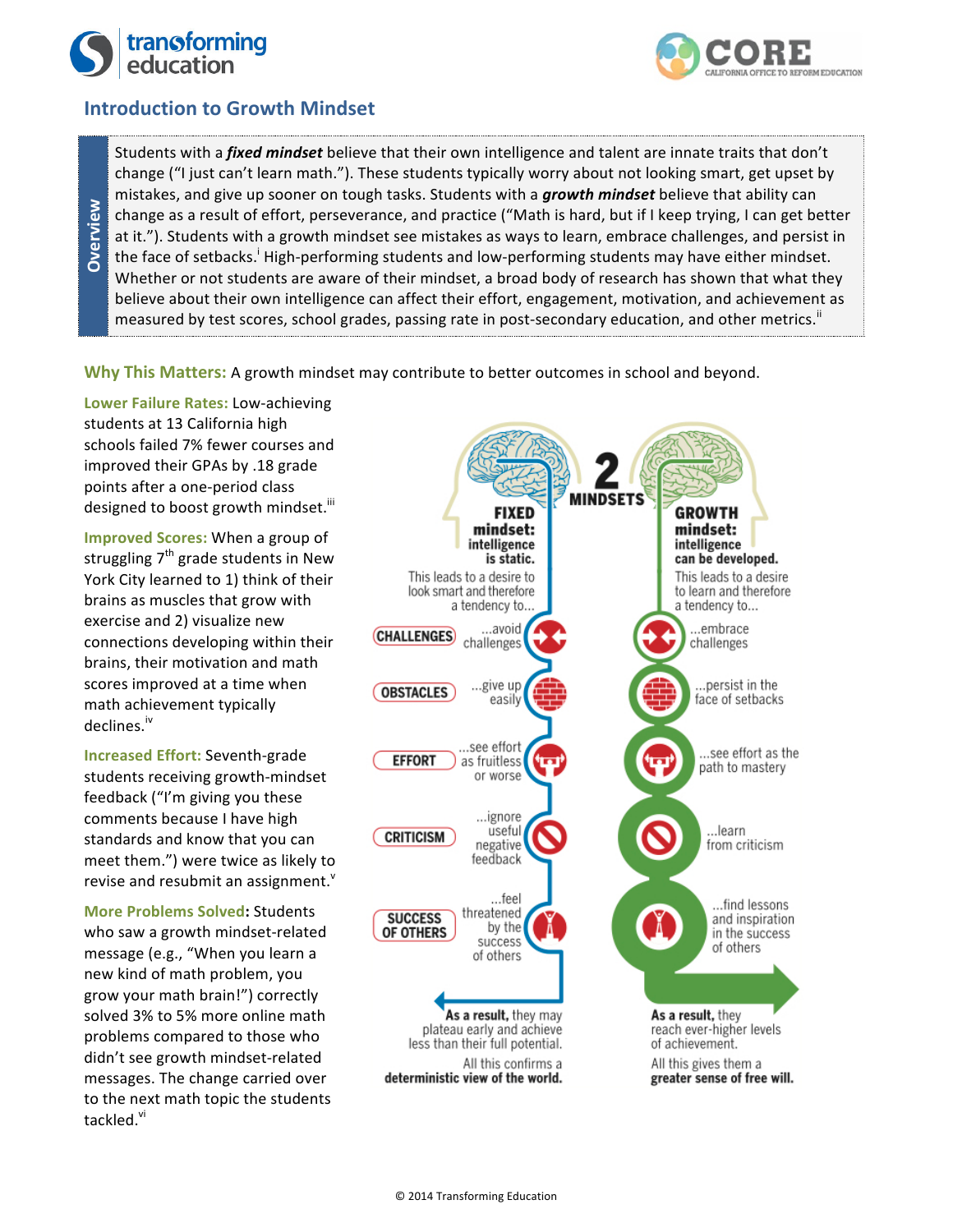## Introduction to Growth Mindset

**Overview**

Students with a ***fixed mindset*** believe that their own intelligence and talent are innate traits that don't change ("I just can't learn math."). These students typically worry about not looking smart, get upset by mistakes, and give up sooner on tough tasks. Students with a ***growth mindset*** believe that ability can change as a result of effort, perseverance, and practice ("Math is hard, but if I keep trying, I can get better at it."). Students with a growth mindset see mistakes as ways to learn, embrace challenges, and persist in the face of setbacks.[i] High-performing students and low-performing students may have either mindset. Whether or not students are aware of their mindset, a broad body of research has shown that what they believe about their own intelligence can affect their effort, engagement, motivation, and achievement as measured by test scores, school grades, passing rate in post-secondary education, and other metrics.[ii]

**Why This Matters:** A growth mindset may contribute to better outcomes in school and beyond.

**Lower Failure Rates:** Low-achieving students at 13 California high schools failed 7% fewer courses and improved their GPAs by .18 grade points after a one-period class designed to boost growth mindset.[iii]

**Improved Scores:** When a group of struggling 7th grade students in New York City learned to 1) think of their brains as muscles that grow with exercise and 2) visualize new connections developing within their brains, their motivation and math scores improved at a time when math achievement typically declines.[iv]

**Increased Effort:** Seventh-grade students receiving growth-mindset feedback ("I'm giving you these comments because I have high standards and know that you can meet them.") were twice as likely to revise and resubmit an assignment.[v]

**More Problems Solved:** Students who saw a growth mindset-related message (e.g., "When you learn a new kind of math problem, you grow your math brain!") correctly solved 3% to 5% more online math problems compared to those who didn't see growth mindset-related messages. The change carried over to the next math topic the students tackled.[vi]

**2 MINDSETS**

| | **FIXED mindset:** intelligence is static. This leads to a desire to look smart and therefore a tendency to... | **GROWTH mindset:** intelligence can be developed. This leads to a desire to learn and therefore a tendency to... |
|---|---|---|
| CHALLENGES | ...avoid challenges | ...embrace challenges |
| OBSTACLES | ...give up easily | ...persist in the face of setbacks |
| EFFORT | ...see effort as fruitless or worse | ...see effort as the path to mastery |
| CRITICISM | ...ignore useful negative feedback | ...learn from criticism |
| SUCCESS OF OTHERS | ...feel threatened by the success of others | ...find lessons and inspiration in the success of others |
| | **As a result,** they may plateau early and achieve less than their full potential. All this confirms a **deterministic view of the world.** | **As a result,** they reach ever-higher levels of achievement. All this gives them a **greater sense of free will.** |

© 2014 Transforming Education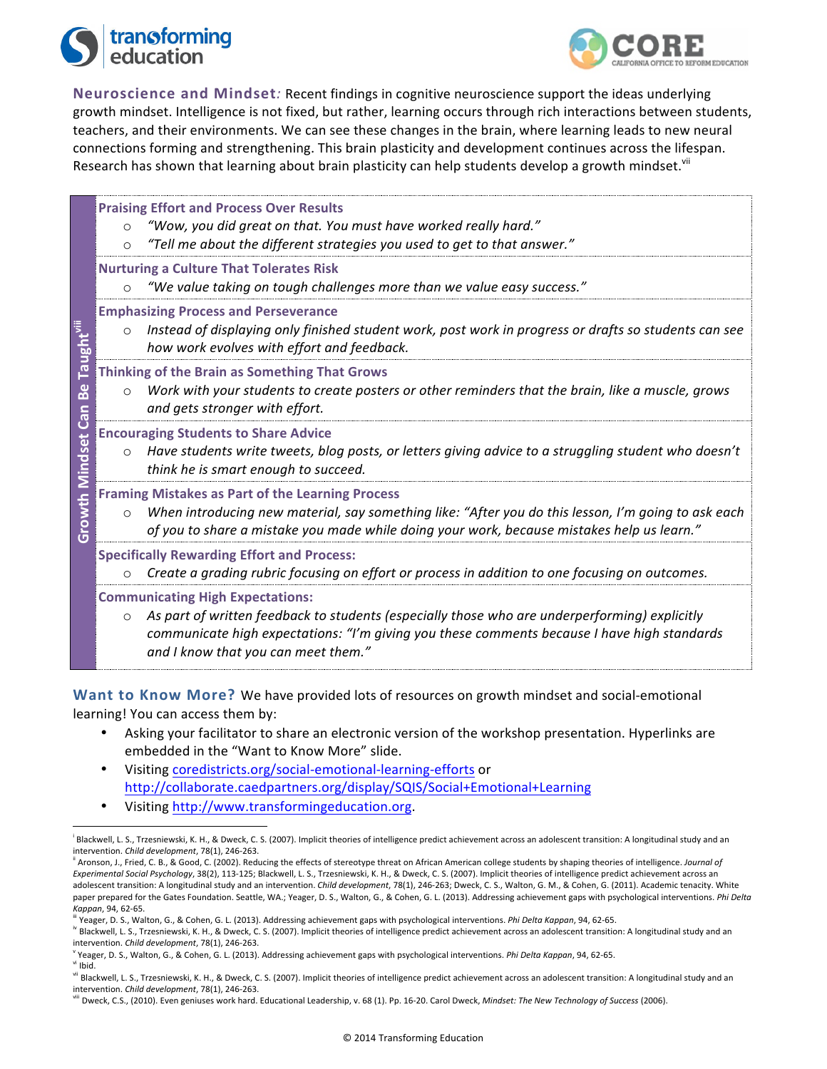**Neuroscience and Mindset***:* Recent findings in cognitive neuroscience support the ideas underlying growth mindset. Intelligence is not fixed, but rather, learning occurs through rich interactions between students, teachers, and their environments. We can see these changes in the brain, where learning leads to new neural connections forming and strengthening. This brain plasticity and development continues across the lifespan. Research has shown that learning about brain plasticity can help students develop a growth mindset.[vii]

## Growth Mindset Can Be Taught[viii]

**Praising Effort and Process Over Results**

- *"Wow, you did great on that. You must have worked really hard."*
- *"Tell me about the different strategies you used to get to that answer."*

**Nurturing a Culture That Tolerates Risk**

- *"We value taking on tough challenges more than we value easy success."*

**Emphasizing Process and Perseverance**

- *Instead of displaying only finished student work, post work in progress or drafts so students can see how work evolves with effort and feedback.*

**Thinking of the Brain as Something That Grows**

- *Work with your students to create posters or other reminders that the brain, like a muscle, grows and gets stronger with effort.*

**Encouraging Students to Share Advice**

- *Have students write tweets, blog posts, or letters giving advice to a struggling student who doesn't think he is smart enough to succeed.*

**Framing Mistakes as Part of the Learning Process**

- *When introducing new material, say something like: "After you do this lesson, I'm going to ask each of you to share a mistake you made while doing your work, because mistakes help us learn."*

**Specifically Rewarding Effort and Process:**

- *Create a grading rubric focusing on effort or process in addition to one focusing on outcomes.*

**Communicating High Expectations:**

- *As part of written feedback to students (especially those who are underperforming) explicitly communicate high expectations: "I'm giving you these comments because I have high standards and I know that you can meet them."*

**Want to Know More?** We have provided lots of resources on growth mindset and social-emotional learning! You can access them by:

- Asking your facilitator to share an electronic version of the workshop presentation. Hyperlinks are embedded in the "Want to Know More" slide.
- Visiting coredistricts.org/social-emotional-learning-efforts or http://collaborate.caedpartners.org/display/SQIS/Social+Emotional+Learning
- Visiting http://www.transformingeducation.org.

---

[i] Blackwell, L. S., Trzesniewski, K. H., & Dweck, C. S. (2007). Implicit theories of intelligence predict achievement across an adolescent transition: A longitudinal study and an intervention. *Child development*, 78(1), 246-263.

[ii] Aronson, J., Fried, C. B., & Good, C. (2002). Reducing the effects of stereotype threat on African American college students by shaping theories of intelligence. *Journal of Experimental Social Psychology*, 38(2), 113-125; Blackwell, L. S., Trzesniewski, K. H., & Dweck, C. S. (2007). Implicit theories of intelligence predict achievement across an adolescent transition: A longitudinal study and an intervention. *Child development*, 78(1), 246-263; Dweck, C. S., Walton, G. M., & Cohen, G. (2011). Academic tenacity. White paper prepared for the Gates Foundation. Seattle, WA.; Yeager, D. S., Walton, G., & Cohen, G. L. (2013). Addressing achievement gaps with psychological interventions. *Phi Delta Kappan*, 94, 62-65.

[iii] Yeager, D. S., Walton, G., & Cohen, G. L. (2013). Addressing achievement gaps with psychological interventions. *Phi Delta Kappan*, 94, 62-65.

[iv] Blackwell, L. S., Trzesniewski, K. H., & Dweck, C. S. (2007). Implicit theories of intelligence predict achievement across an adolescent transition: A longitudinal study and an intervention. *Child development*, 78(1), 246-263.

[v] Yeager, D. S., Walton, G., & Cohen, G. L. (2013). Addressing achievement gaps with psychological interventions. *Phi Delta Kappan*, 94, 62-65.

[vi] Ibid.

[vii] Blackwell, L. S., Trzesniewski, K. H., & Dweck, C. S. (2007). Implicit theories of intelligence predict achievement across an adolescent transition: A longitudinal study and an intervention. *Child development*, 78(1), 246-263.

[viii] Dweck, C.S., (2010). Even geniuses work hard. Educational Leadership, v. 68 (1). Pp. 16-20. Carol Dweck, *Mindset: The New Technology of Success* (2006).

© 2014 Transforming Education